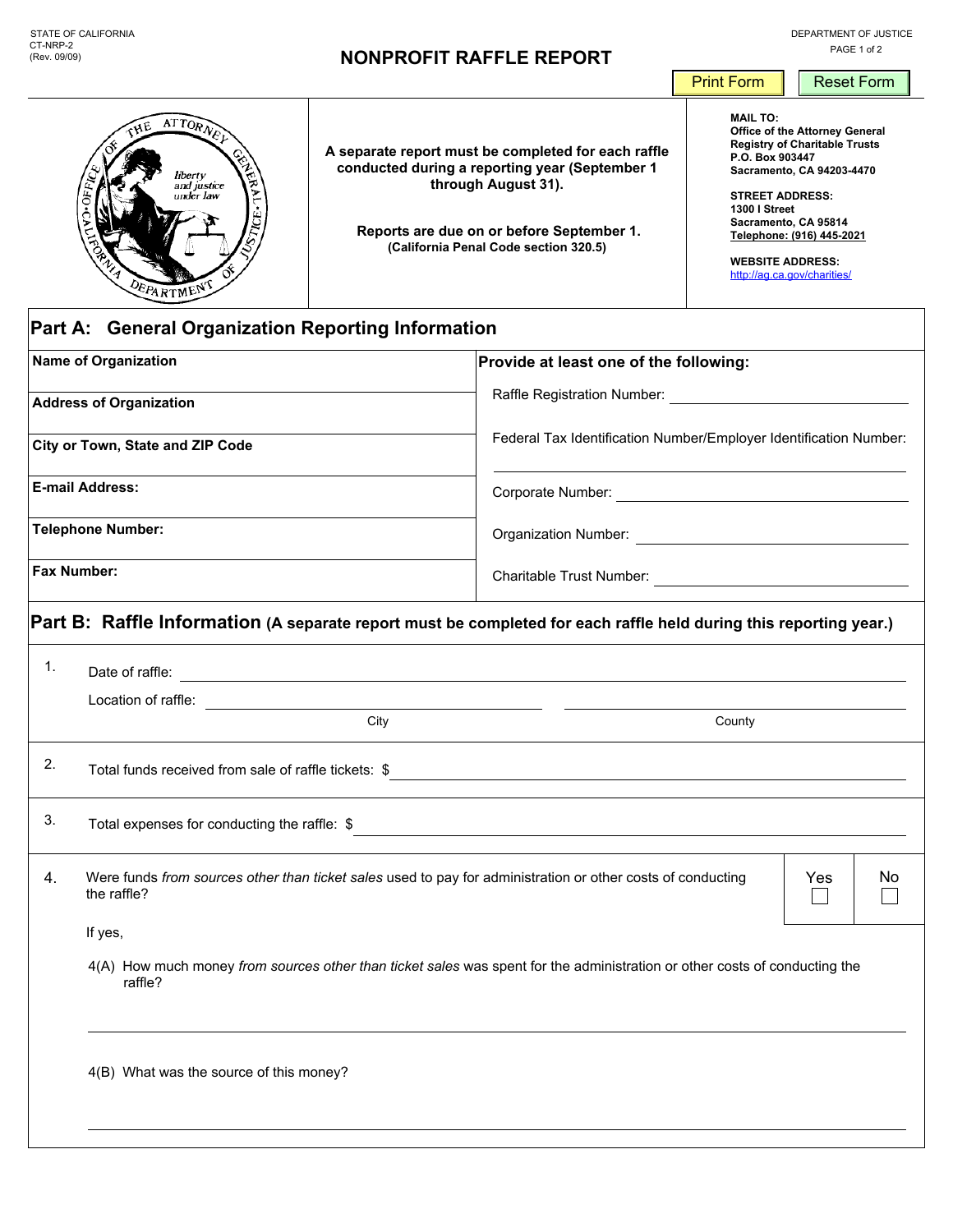STATE OF CALIFORNIA
CT-NRP-2
(Rev. 09/09)

DEPARTMENT OF JUSTICE

# NONPROFIT RAFFLE REPORT

Print Form | Reset Form

**A separate report must be completed for each raffle conducted during a reporting year (September 1 through August 31).**

**Reports are due on or before September 1.**
**(California Penal Code section 320.5)**

**MAIL TO:**
**Office of the Attorney General**
**Registry of Charitable Trusts**
**P.O. Box 903447**
**Sacramento, CA 94203-4470**

**STREET ADDRESS:**
**1300 I Street**
**Sacramento, CA 95814**
**Telephone: (916) 445-2021**

**WEBSITE ADDRESS:**
http://ag.ca.gov/charities/

## Part A: General Organization Reporting Information

| Name of Organization | Provide at least one of the following: |
|---|---|
| Address of Organization | Raffle Registration Number: ______________ |
| City or Town, State and ZIP Code | Federal Tax Identification Number/Employer Identification Number: ______________ |
| E-mail Address: | Corporate Number: ______________ |
| Telephone Number: | Organization Number: ______________ |
| Fax Number: | Charitable Trust Number: ______________ |

## Part B: Raffle Information (A separate report must be completed for each raffle held during this reporting year.)

1. Date of raffle: ______________

   Location of raffle: ______________ (City) ______________ (County)

2. Total funds received from sale of raffle tickets: $ ______________

3. Total expenses for conducting the raffle: $ ______________

4. Were funds *from sources other than ticket sales* used to pay for administration or other costs of conducting the raffle? ☐ Yes ☐ No

   If yes,

   4(A) How much money *from sources other than ticket sales* was spent for the administration or other costs of conducting the raffle?

   ______________

   4(B) What was the source of this money?

   ______________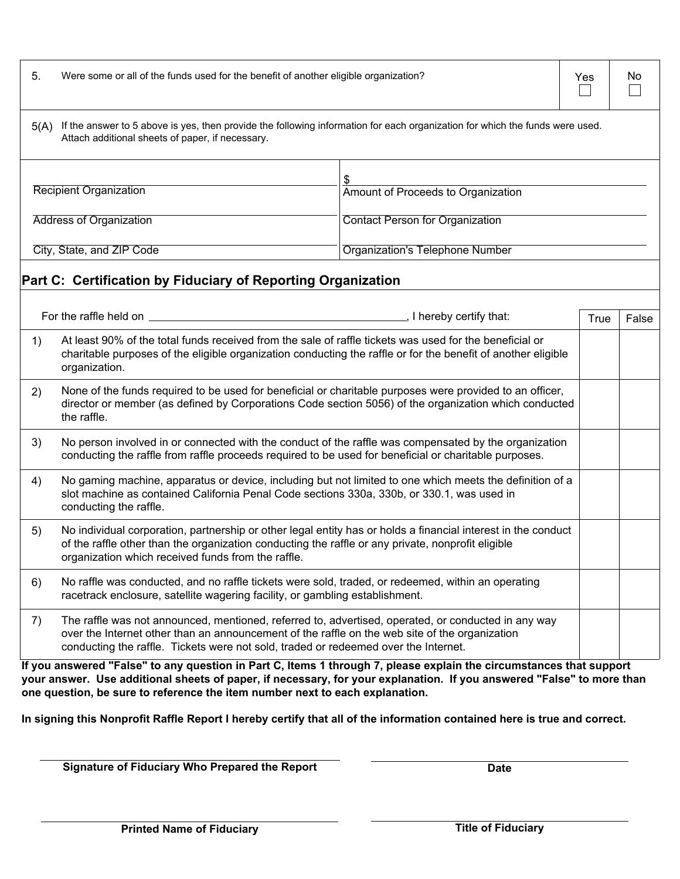| | | Yes | No |
|---|---|---|---|
| 5. | Were some or all of the funds used for the benefit of another eligible organization? | ☐ | ☐ |

5(A) If the answer to 5 above is yes, then provide the following information for each organization for which the funds were used. Attach additional sheets of paper, if necessary.

| | |
|---|---|
| Recipient Organization | $ Amount of Proceeds to Organization |
| Address of Organization | Contact Person for Organization |
| City, State, and ZIP Code | Organization's Telephone Number |

## Part C: Certification by Fiduciary of Reporting Organization

For the raffle held on ____________________, I hereby certify that:

| | | True | False |
|---|---|---|---|
| 1) | At least 90% of the total funds received from the sale of raffle tickets was used for the beneficial or charitable purposes of the eligible organization conducting the raffle or for the benefit of another eligible organization. | | |
| 2) | None of the funds required to be used for beneficial or charitable purposes were provided to an officer, director or member (as defined by Corporations Code section 5056) of the organization which conducted the raffle. | | |
| 3) | No person involved in or connected with the conduct of the raffle was compensated by the organization conducting the raffle from raffle proceeds required to be used for beneficial or charitable purposes. | | |
| 4) | No gaming machine, apparatus or device, including but not limited to one which meets the definition of a slot machine as contained California Penal Code sections 330a, 330b, or 330.1, was used in conducting the raffle. | | |
| 5) | No individual corporation, partnership or other legal entity has or holds a financial interest in the conduct of the raffle other than the organization conducting the raffle or any private, nonprofit eligible organization which received funds from the raffle. | | |
| 6) | No raffle was conducted, and no raffle tickets were sold, traded, or redeemed, within an operating racetrack enclosure, satellite wagering facility, or gambling establishment. | | |
| 7) | The raffle was not announced, mentioned, referred to, advertised, operated, or conducted in any way over the Internet other than an announcement of the raffle on the web site of the organization conducting the raffle. Tickets were not sold, traded or redeemed over the Internet. | | |

**If you answered "False" to any question in Part C, Items 1 through 7, please explain the circumstances that support your answer. Use additional sheets of paper, if necessary, for your explanation. If you answered "False" to more than one question, be sure to reference the item number next to each explanation.**

**In signing this Nonprofit Raffle Report I hereby certify that all of the information contained here is true and correct.**

| | |
|---|---|
| **Signature of Fiduciary Who Prepared the Report** | **Date** |
| **Printed Name of Fiduciary** | **Title of Fiduciary** |